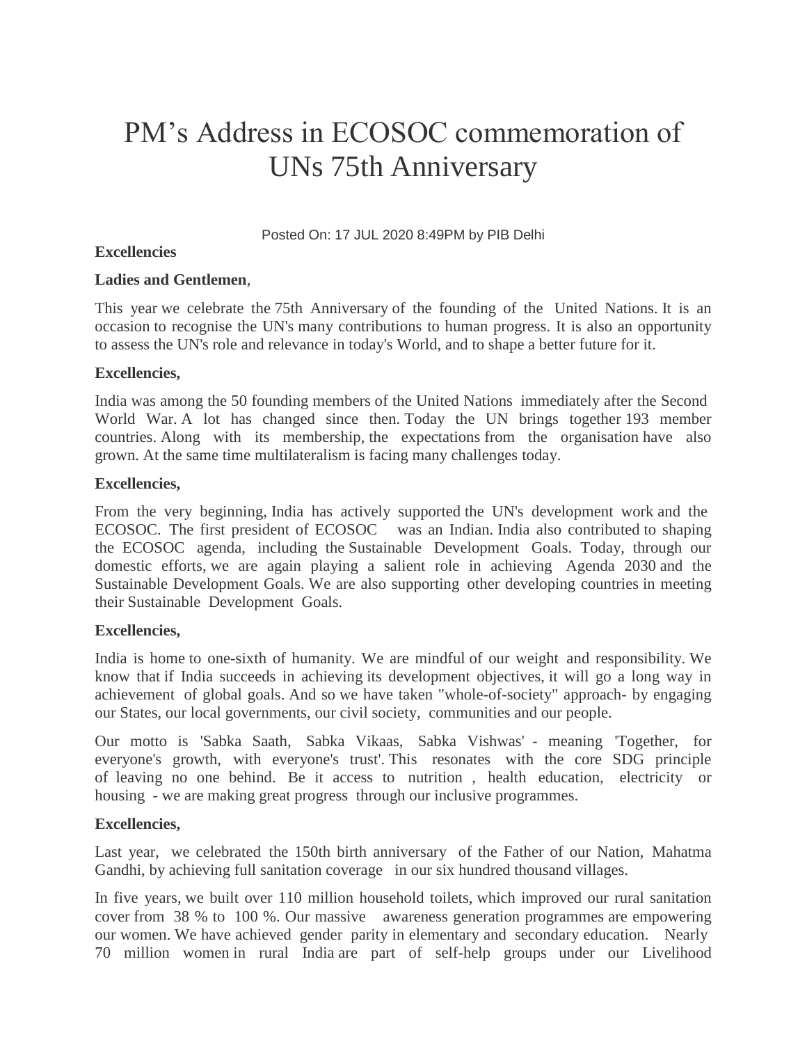# PM's Address in ECOSOC commemoration of UNs 75th Anniversary

Posted On: 17 JUL 2020 8:49PM by PIB Delhi

**Excellencies**

**Ladies and Gentlemen**,

This year we celebrate the 75th Anniversary of the founding of the United Nations. It is an occasion to recognise the UN's many contributions to human progress. It is also an opportunity to assess the UN's role and relevance in today's World, and to shape a better future for it.

**Excellencies,**

India was among the 50 founding members of the United Nations immediately after the Second World War. A lot has changed since then. Today the UN brings together 193 member countries. Along with its membership, the expectations from the organisation have also grown. At the same time multilateralism is facing many challenges today.

**Excellencies,**

From the very beginning, India has actively supported the UN's development work and the ECOSOC. The first president of ECOSOC was an Indian. India also contributed to shaping the ECOSOC agenda, including the Sustainable Development Goals. Today, through our domestic efforts, we are again playing a salient role in achieving Agenda 2030 and the Sustainable Development Goals. We are also supporting other developing countries in meeting their Sustainable Development Goals.

**Excellencies,**

India is home to one-sixth of humanity. We are mindful of our weight and responsibility. We know that if India succeeds in achieving its development objectives, it will go a long way in achievement of global goals. And so we have taken "whole-of-society" approach- by engaging our States, our local governments, our civil society, communities and our people.

Our motto is 'Sabka Saath, Sabka Vikaas, Sabka Vishwas' - meaning 'Together, for everyone's growth, with everyone's trust'. This resonates with the core SDG principle of leaving no one behind. Be it access to nutrition , health education, electricity or housing - we are making great progress through our inclusive programmes.

**Excellencies,**

Last year, we celebrated the 150th birth anniversary of the Father of our Nation, Mahatma Gandhi, by achieving full sanitation coverage in our six hundred thousand villages.

In five years, we built over 110 million household toilets, which improved our rural sanitation cover from 38 % to 100 %. Our massive awareness generation programmes are empowering our women. We have achieved gender parity in elementary and secondary education. Nearly 70 million women in rural India are part of self-help groups under our Livelihood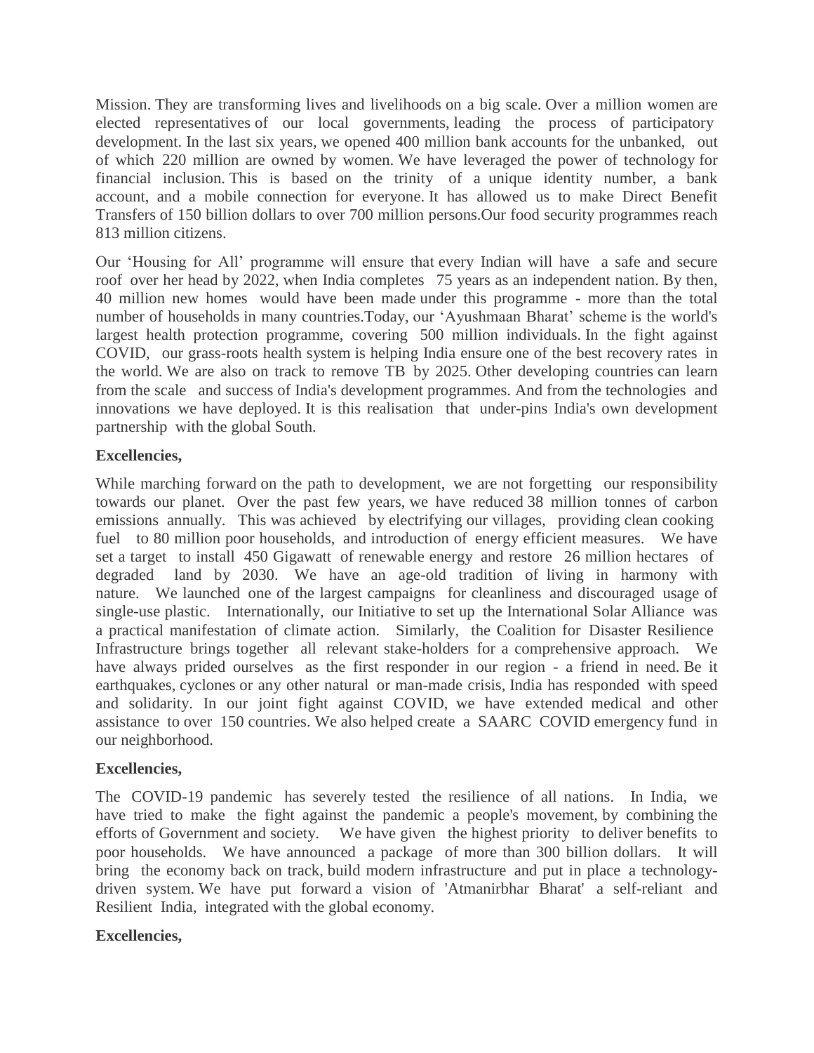Mission. They are transforming lives and livelihoods on a big scale. Over a million women are elected representatives of our local governments, leading the process of participatory development. In the last six years, we opened 400 million bank accounts for the unbanked, out of which 220 million are owned by women. We have leveraged the power of technology for financial inclusion. This is based on the trinity of a unique identity number, a bank account, and a mobile connection for everyone. It has allowed us to make Direct Benefit Transfers of 150 billion dollars to over 700 million persons.Our food security programmes reach 813 million citizens.

Our 'Housing for All' programme will ensure that every Indian will have a safe and secure roof over her head by 2022, when India completes 75 years as an independent nation. By then, 40 million new homes would have been made under this programme - more than the total number of households in many countries.Today, our 'Ayushmaan Bharat' scheme is the world's largest health protection programme, covering 500 million individuals. In the fight against COVID, our grass-roots health system is helping India ensure one of the best recovery rates in the world. We are also on track to remove TB by 2025. Other developing countries can learn from the scale and success of India's development programmes. And from the technologies and innovations we have deployed. It is this realisation that under-pins India's own development partnership with the global South.

**Excellencies,**

While marching forward on the path to development, we are not forgetting our responsibility towards our planet. Over the past few years, we have reduced 38 million tonnes of carbon emissions annually. This was achieved by electrifying our villages, providing clean cooking fuel to 80 million poor households, and introduction of energy efficient measures. We have set a target to install 450 Gigawatt of renewable energy and restore 26 million hectares of degraded land by 2030. We have an age-old tradition of living in harmony with nature. We launched one of the largest campaigns for cleanliness and discouraged usage of single-use plastic. Internationally, our Initiative to set up the International Solar Alliance was a practical manifestation of climate action. Similarly, the Coalition for Disaster Resilience Infrastructure brings together all relevant stake-holders for a comprehensive approach. We have always prided ourselves as the first responder in our region - a friend in need. Be it earthquakes, cyclones or any other natural or man-made crisis, India has responded with speed and solidarity. In our joint fight against COVID, we have extended medical and other assistance to over 150 countries. We also helped create a SAARC COVID emergency fund in our neighborhood.

**Excellencies,**

The COVID-19 pandemic has severely tested the resilience of all nations. In India, we have tried to make the fight against the pandemic a people's movement, by combining the efforts of Government and society. We have given the highest priority to deliver benefits to poor households. We have announced a package of more than 300 billion dollars. It will bring the economy back on track, build modern infrastructure and put in place a technology-driven system. We have put forward a vision of 'Atmanirbhar Bharat' a self-reliant and Resilient India, integrated with the global economy.

**Excellencies,**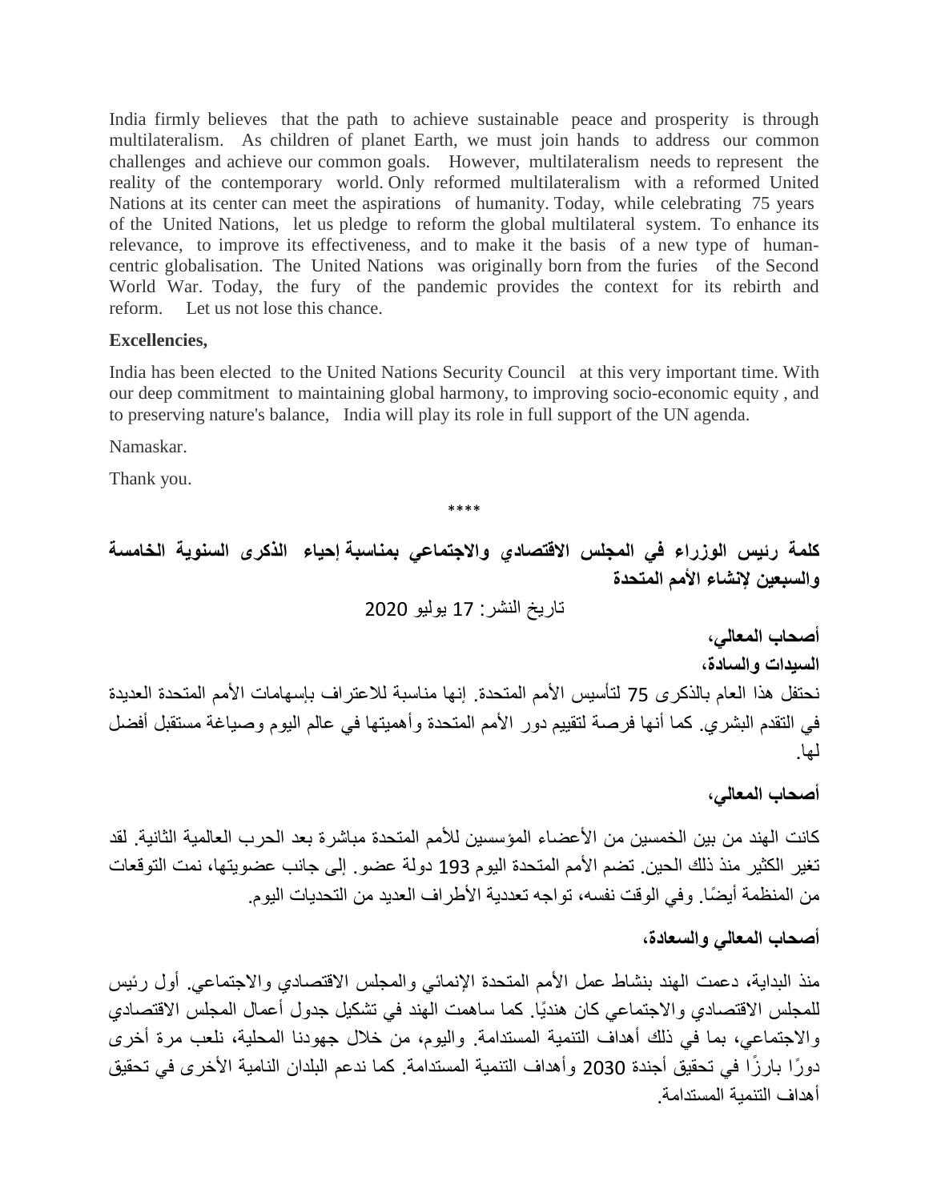India firmly believes that the path to achieve sustainable peace and prosperity is through multilateralism. As children of planet Earth, we must join hands to address our common challenges and achieve our common goals. However, multilateralism needs to represent the reality of the contemporary world. Only reformed multilateralism with a reformed United Nations at its center can meet the aspirations of humanity. Today, while celebrating 75 years of the United Nations, let us pledge to reform the global multilateral system. To enhance its relevance, to improve its effectiveness, and to make it the basis of a new type of human-centric globalisation. The United Nations was originally born from the furies of the Second World War. Today, the fury of the pandemic provides the context for its rebirth and reform. Let us not lose this chance.

**Excellencies,**

India has been elected to the United Nations Security Council at this very important time. With our deep commitment to maintaining global harmony, to improving socio-economic equity , and to preserving nature's balance, India will play its role in full support of the UN agenda.

Namaskar.

Thank you.

\*\*\*\*

## كلمة رئيس الوزراء في المجلس الاقتصادي والاجتماعي بمناسبة إحياء الذكرى السنوية الخامسة والسبعين لإنشاء الأمم المتحدة

تاريخ النشر: 17 يوليو 2020

**أصحاب المعالي،**

**السيدات والسادة،**

نحتفل هذا العام بالذكرى 75 لتأسيس الأمم المتحدة. إنها مناسبة للاعتراف بإسهامات الأمم المتحدة العديدة في التقدم البشري. كما أنها فرصة لتقييم دور الأمم المتحدة وأهميتها في عالم اليوم وصياغة مستقبل أفضل لها.

**أصحاب المعالي،**

كانت الهند من بين الخمسين من الأعضاء المؤسسين للأمم المتحدة مباشرة بعد الحرب العالمية الثانية. لقد تغير الكثير منذ ذلك الحين. تضم الأمم المتحدة اليوم 193 دولة عضو. إلى جانب عضويتها، نمت التوقعات من المنظمة أيضًا. وفي الوقت نفسه، تواجه تعددية الأطراف العديد من التحديات اليوم.

**أصحاب المعالي والسعادة،**

منذ البداية، دعمت الهند بنشاط عمل الأمم المتحدة الإنمائي والمجلس الاقتصادي والاجتماعي. أول رئيس للمجلس الاقتصادي والاجتماعي كان هنديًا. كما ساهمت الهند في تشكيل جدول أعمال المجلس الاقتصادي والاجتماعي، بما في ذلك أهداف التنمية المستدامة. واليوم، من خلال جهودنا المحلية، نلعب مرة أخرى دورًا بارزًا في تحقيق أجندة 2030 وأهداف التنمية المستدامة. كما ندعم البلدان النامية الأخرى في تحقيق أهداف التنمية المستدامة.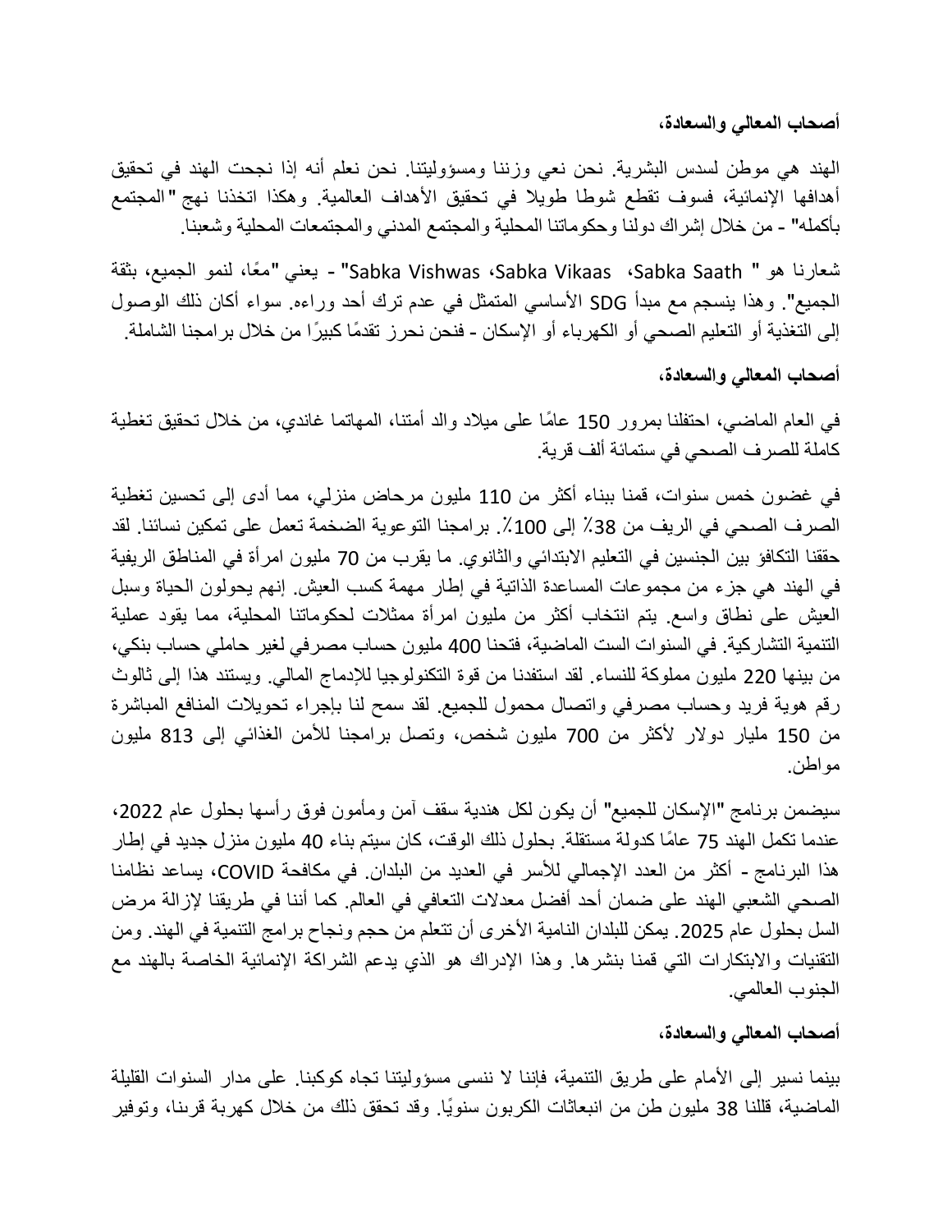**أصحاب المعالي والسعادة،**

الهند هي موطن لسدس البشرية. نحن نعي وزننا ومسؤوليتنا. نحن نعلم أنه إذا نجحت الهند في تحقيق أهدافها الإنمائية، فسوف تقطع شوطا طويلا في تحقيق الأهداف العالمية. وهكذا اتخذنا نهج "المجتمع بأكمله" - من خلال إشراك دولنا وحكوماتنا المحلية والمجتمع المدني والمجتمعات المحلية وشعبنا.

شعارنا هو " Sabka Saath، Sabka Vikaas، Sabka Vishwas" - يعني "معًا، لنمو الجميع، بثقة الجميع". وهذا ينسجم مع مبدأ SDG الأساسي المتمثل في عدم ترك أحد وراءه. سواء أكان ذلك الوصول إلى التغذية أو التعليم الصحي أو الكهرباء أو الإسكان - فنحن نحرز تقدمًا كبيرًا من خلال برامجنا الشاملة.

**أصحاب المعالي والسعادة،**

في العام الماضي، احتفلنا بمرور 150 عامًا على ميلاد والد أمتنا، المهاتما غاندي، من خلال تحقيق تغطية كاملة للصرف الصحي في ستمائة ألف قرية.

في غضون خمس سنوات، قمنا ببناء أكثر من 110 مليون مرحاض منزلي، مما أدى إلى تحسين تغطية الصرف الصحي في الريف من 38٪ إلى 100٪. برامجنا التوعوية الضخمة تعمل على تمكين نسائنا. لقد حققنا التكافؤ بين الجنسين في التعليم الابتدائي والثانوي. ما يقرب من 70 مليون امرأة في المناطق الريفية في الهند هي جزء من مجموعات المساعدة الذاتية في إطار مهمة كسب العيش. إنهم يحولون الحياة وسبل العيش على نطاق واسع. يتم انتخاب أكثر من مليون امرأة ممثلات لحكوماتنا المحلية، مما يقود عملية التنمية التشاركية. في السنوات الست الماضية، فتحنا 400 مليون حساب مصرفي لغير حاملي حساب بنكي، من بينها 220 مليون مملوكة للنساء. لقد استفدنا من قوة التكنولوجيا للإدماج المالي. ويستند هذا إلى ثالوث رقم هوية فريد وحساب مصرفي واتصال محمول للجميع. لقد سمح لنا بإجراء تحويلات المنافع المباشرة من 150 مليار دولار لأكثر من 700 مليون شخص، وتصل برامجنا للأمن الغذائي إلى 813 مليون مواطن.

سيضمن برنامج "الإسكان للجميع" أن يكون لكل هندية سقف آمن ومأمون فوق رأسها بحلول عام 2022، عندما تكمل الهند 75 عامًا كدولة مستقلة. بحلول ذلك الوقت، كان سيتم بناء 40 مليون منزل جديد في إطار هذا البرنامج - أكثر من العدد الإجمالي للأسر في العديد من البلدان. في مكافحة COVID، يساعد نظامنا الصحي الشعبي الهند على ضمان أحد أفضل معدلات التعافي في العالم. كما أننا في طريقنا لإزالة مرض السل بحلول عام 2025. يمكن للبلدان النامية الأخرى أن تتعلم من حجم ونجاح برامج التنمية في الهند. ومن التقنيات والابتكارات التي قمنا بنشرها. وهذا الإدراك هو الذي يدعم الشراكة الإنمائية الخاصة بالهند مع الجنوب العالمي.

**أصحاب المعالي والسعادة،**

بينما نسير إلى الأمام على طريق التنمية، فإننا لا ننسى مسؤوليتنا تجاه كوكبنا. على مدار السنوات القليلة الماضية، قللنا 38 مليون طن من انبعاثات الكربون سنويًا. وقد تحقق ذلك من خلال كهربة قرننا، وتوفير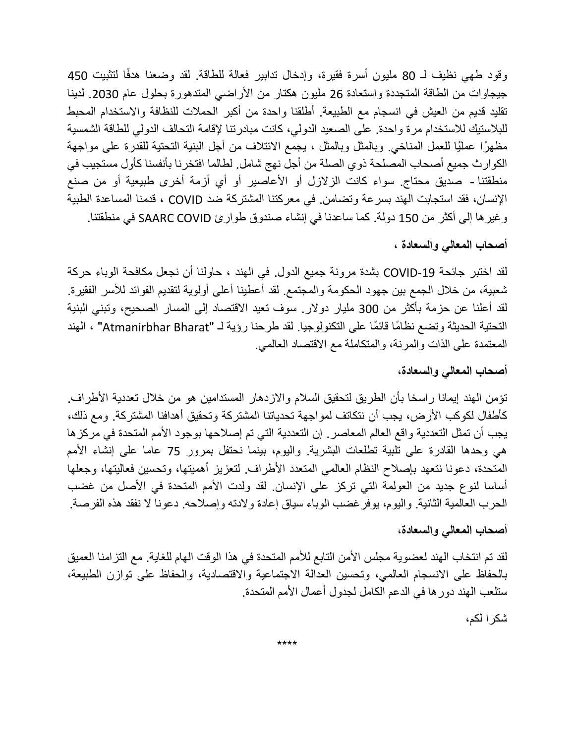وقود طهي نظيف لـ 80 مليون أسرة فقيرة، وإدخال تدابير فعالة للطاقة. لقد وضعنا هدفًا لتثبيت 450 جيجاوات من الطاقة المتجددة واستعادة 26 مليون هكتار من الأراضي المتدهورة بحلول عام 2030. لدينا تقليد قديم من العيش في انسجام مع الطبيعة. أطلقنا واحدة من أكبر الحملات للنظافة والاستخدام المحبط للبلاستيك للاستخدام مرة واحدة. على الصعيد الدولي، كانت مبادرتنا لإقامة التحالف الدولي للطاقة الشمسية مظهرًا عمليًا للعمل المناخي. وبالمثل وبالمثل ، يجمع الائتلاف من أجل البنية التحتية للقدرة على مواجهة الكوارث جميع أصحاب المصلحة ذوي الصلة من أجل نهج شامل. لطالما افتخرنا بأنفسنا كأول مستجيب في منطقتنا - صديق محتاج. سواء كانت الزلازل أو الأعاصير أو أي أزمة أخرى طبيعية أو من صنع الإنسان، فقد استجابت الهند بسرعة وتضامن. في معركتنا المشتركة ضد COVID ، قدمنا المساعدة الطبية وغيرها إلى أكثر من 150 دولة. كما ساعدنا في إنشاء صندوق طوارئ SAARC COVID في منطقتنا.

**أصحاب المعالي والسعادة ،**

لقد اختبر جائحة COVID-19 بشدة مرونة جميع الدول. في الهند ، حاولنا أن نجعل مكافحة الوباء حركة شعبية، من خلال الجمع بين جهود الحكومة والمجتمع. لقد أعطينا أعلى أولوية لتقديم الفوائد للأسر الفقيرة. لقد أعلنا عن حزمة بأكثر من 300 مليار دولار. سوف تعيد الاقتصاد إلى المسار الصحيح، وتبني البنية التحتية الحديثة وتضع نظامًا قائمًا على التكنولوجيا. لقد طرحنا رؤية لـ "Atmanirbhar Bharat" ، الهند المعتمدة على الذات والمرنة، والمتكاملة مع الاقتصاد العالمي.

**أصحاب المعالي والسعادة،**

تؤمن الهند إيمانا راسخا بأن الطريق لتحقيق السلام والازدهار المستدامين هو من خلال تعددية الأطراف. كأطفال لكوكب الأرض، يجب أن نتكاتف لمواجهة تحدياتنا المشتركة وتحقيق أهدافنا المشتركة. ومع ذلك، يجب أن تمثل التعددية واقع العالم المعاصر. إن التعددية التي تم إصلاحها بوجود الأمم المتحدة في مركزها هي وحدها القادرة على تلبية تطلعات البشرية. واليوم، بينما نحتفل بمرور 75 عاما على إنشاء الأمم المتحدة، دعونا نتعهد بإصلاح النظام العالمي المتعدد الأطراف. لتعزيز أهميتها، وتحسين فعاليتها، وجعلها أساسا لنوع جديد من العولمة التي تركز على الإنسان. لقد ولدت الأمم المتحدة في الأصل من غضب الحرب العالمية الثانية. واليوم، يوفر غضب الوباء سياق إعادة ولادته وإصلاحه. دعونا لا نفقد هذه الفرصة.

**أصحاب المعالي والسعادة،**

لقد تم انتخاب الهند لعضوية مجلس الأمن التابع للأمم المتحدة في هذا الوقت الهام للغاية. مع التزامنا العميق بالحفاظ على الانسجام العالمي، وتحسين العدالة الاجتماعية والاقتصادية، والحفاظ على توازن الطبيعة، ستلعب الهند دورها في الدعم الكامل لجدول أعمال الأمم المتحدة.

شكرا لكم،

****